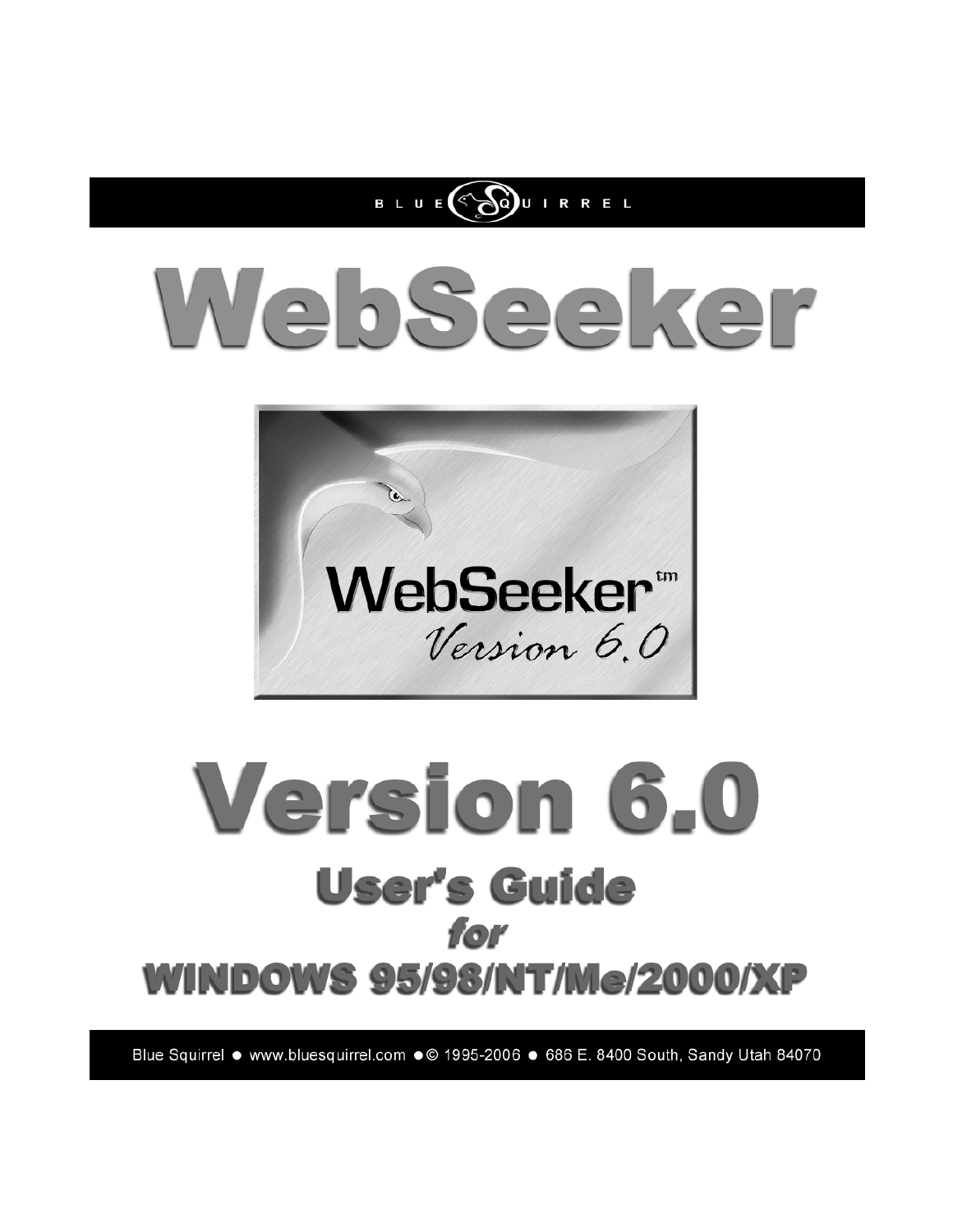BLUE SQUIRREL

# WebSeeker

# Version 6.0

## User's Guide

## for

## WINDOWS 95/98/NT/Me/2000/XP

Blue Squirrel ● www.bluesquirrel.com ● © 1995-2006 ● 686 E. 8400 South, Sandy Utah 84070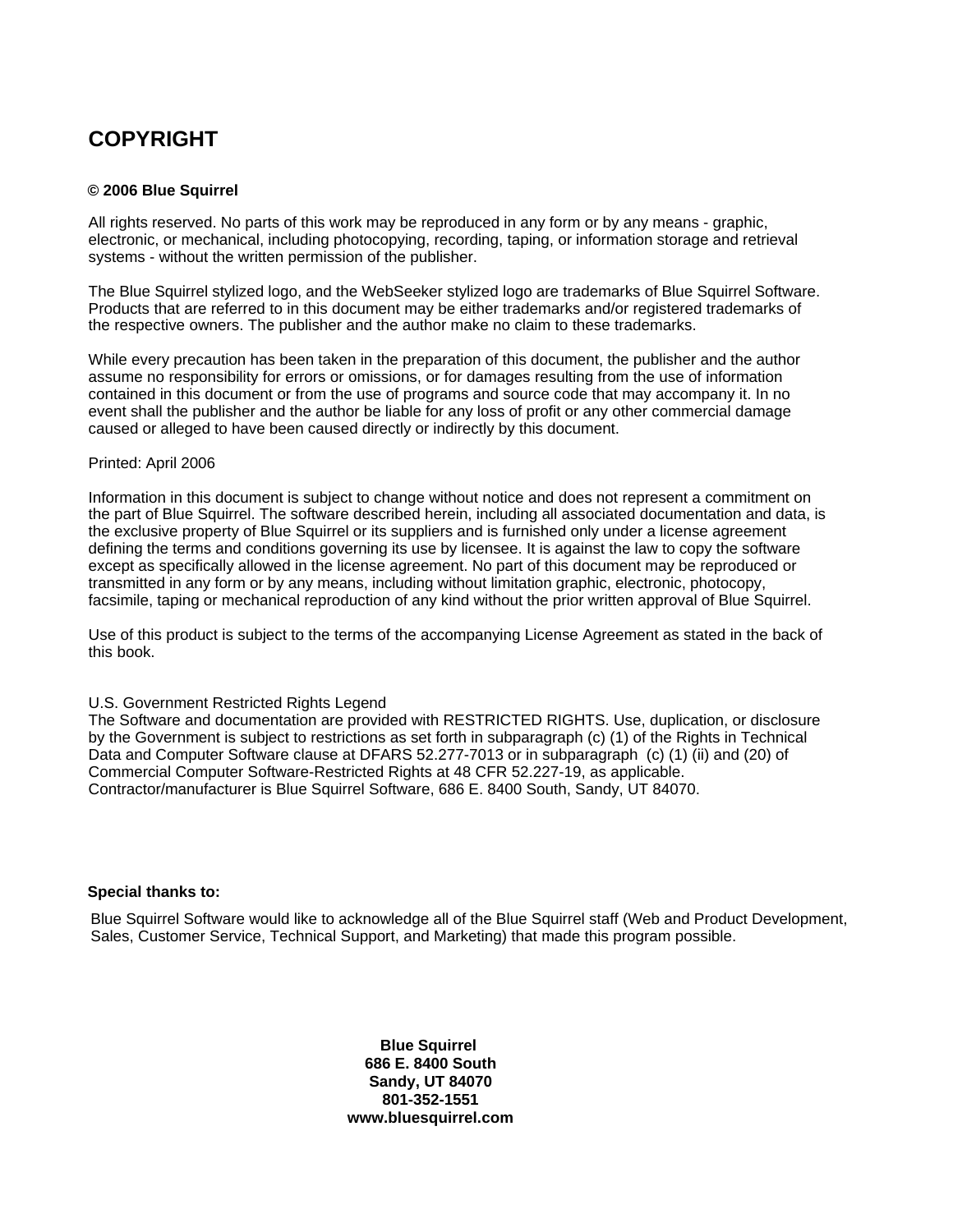# COPYRIGHT

**© 2006 Blue Squirrel**

All rights reserved. No parts of this work may be reproduced in any form or by any means - graphic, electronic, or mechanical, including photocopying, recording, taping, or information storage and retrieval systems - without the written permission of the publisher.

The Blue Squirrel stylized logo, and the WebSeeker stylized logo are trademarks of Blue Squirrel Software. Products that are referred to in this document may be either trademarks and/or registered trademarks of the respective owners. The publisher and the author make no claim to these trademarks.

While every precaution has been taken in the preparation of this document, the publisher and the author assume no responsibility for errors or omissions, or for damages resulting from the use of information contained in this document or from the use of programs and source code that may accompany it. In no event shall the publisher and the author be liable for any loss of profit or any other commercial damage caused or alleged to have been caused directly or indirectly by this document.

Printed: April 2006

Information in this document is subject to change without notice and does not represent a commitment on the part of Blue Squirrel. The software described herein, including all associated documentation and data, is the exclusive property of Blue Squirrel or its suppliers and is furnished only under a license agreement defining the terms and conditions governing its use by licensee. It is against the law to copy the software except as specifically allowed in the license agreement. No part of this document may be reproduced or transmitted in any form or by any means, including without limitation graphic, electronic, photocopy, facsimile, taping or mechanical reproduction of any kind without the prior written approval of Blue Squirrel.

Use of this product is subject to the terms of the accompanying License Agreement as stated in the back of this book.

U.S. Government Restricted Rights Legend
The Software and documentation are provided with RESTRICTED RIGHTS. Use, duplication, or disclosure by the Government is subject to restrictions as set forth in subparagraph (c) (1) of the Rights in Technical Data and Computer Software clause at DFARS 52.277-7013 or in subparagraph (c) (1) (ii) and (20) of Commercial Computer Software-Restricted Rights at 48 CFR 52.227-19, as applicable.
Contractor/manufacturer is Blue Squirrel Software, 686 E. 8400 South, Sandy, UT 84070.

**Special thanks to:**

Blue Squirrel Software would like to acknowledge all of the Blue Squirrel staff (Web and Product Development, Sales, Customer Service, Technical Support, and Marketing) that made this program possible.

**Blue Squirrel**
**686 E. 8400 South**
**Sandy, UT 84070**
**801-352-1551**
**www.bluesquirrel.com**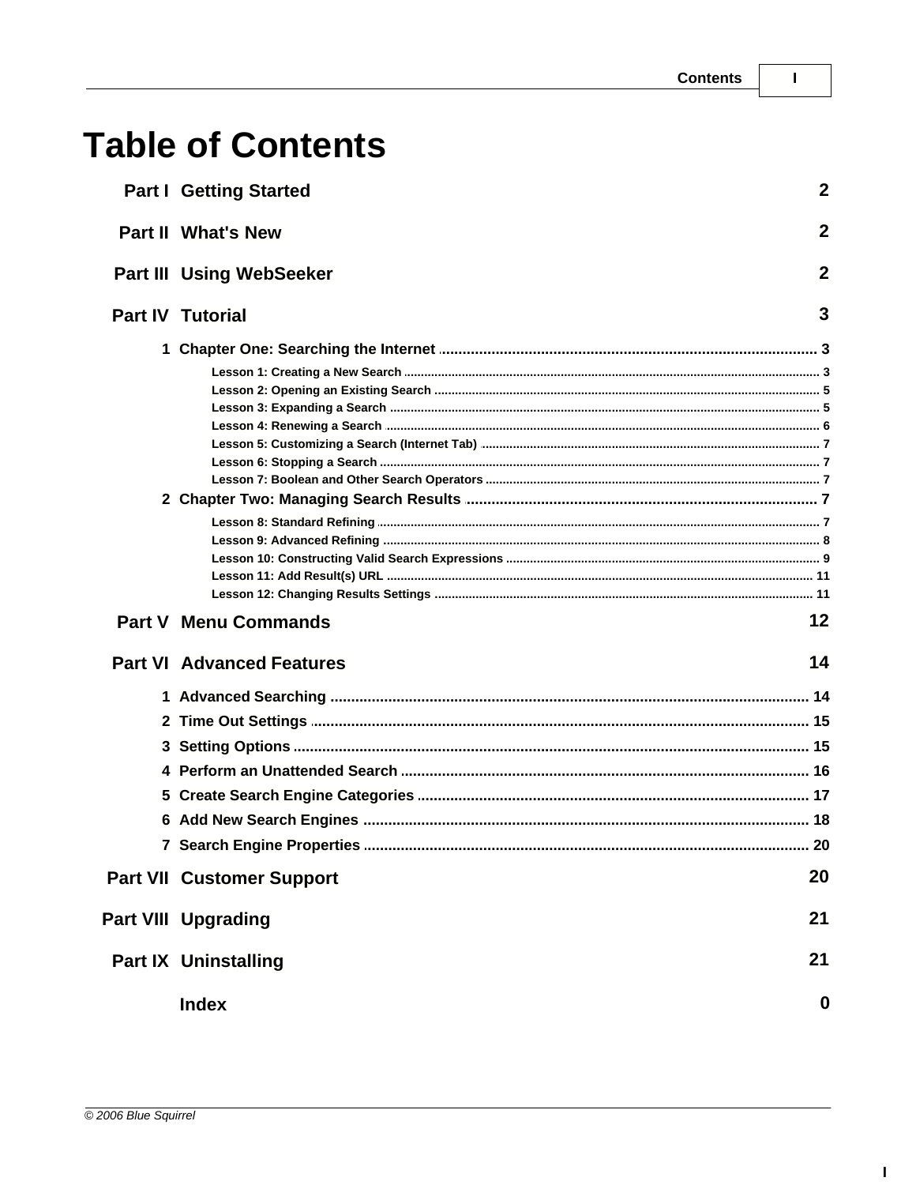# Table of Contents

**Part I Getting Started** 2

**Part II What's New** 2

**Part III Using WebSeeker** 2

**Part IV Tutorial** 3

1 Chapter One: Searching the Internet ... 3
- Lesson 1: Creating a New Search ... 3
- Lesson 2: Opening an Existing Search ... 5
- Lesson 3: Expanding a Search ... 5
- Lesson 4: Renewing a Search ... 6
- Lesson 5: Customizing a Search (Internet Tab) ... 7
- Lesson 6: Stopping a Search ... 7
- Lesson 7: Boolean and Other Search Operators ... 7

2 Chapter Two: Managing Search Results ... 7
- Lesson 8: Standard Refining ... 7
- Lesson 9: Advanced Refining ... 8
- Lesson 10: Constructing Valid Search Expressions ... 9
- Lesson 11: Add Result(s) URL ... 11
- Lesson 12: Changing Results Settings ... 11

**Part V Menu Commands** 12

**Part VI Advanced Features** 14

1 Advanced Searching ... 14

2 Time Out Settings ... 15

3 Setting Options ... 15

4 Perform an Unattended Search ... 16

5 Create Search Engine Categories ... 17

6 Add New Search Engines ... 18

7 Search Engine Properties ... 20

**Part VII Customer Support** 20

**Part VIII Upgrading** 21

**Part IX Uninstalling** 21

**Index** 0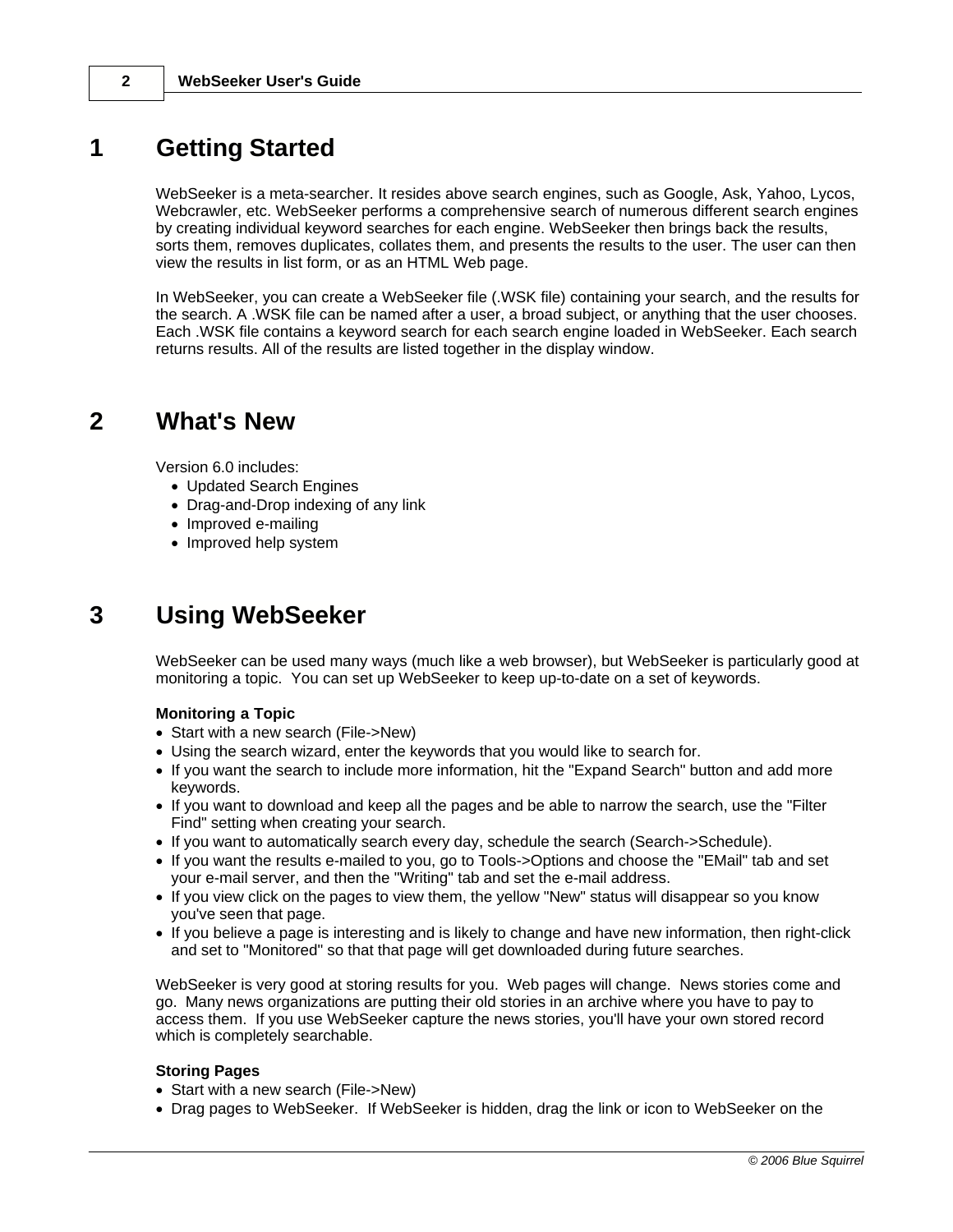# 1 Getting Started

WebSeeker is a meta-searcher. It resides above search engines, such as Google, Ask, Yahoo, Lycos, Webcrawler, etc. WebSeeker performs a comprehensive search of numerous different search engines by creating individual keyword searches for each engine. WebSeeker then brings back the results, sorts them, removes duplicates, collates them, and presents the results to the user. The user can then view the results in list form, or as an HTML Web page.

In WebSeeker, you can create a WebSeeker file (.WSK file) containing your search, and the results for the search. A .WSK file can be named after a user, a broad subject, or anything that the user chooses. Each .WSK file contains a keyword search for each search engine loaded in WebSeeker. Each search returns results. All of the results are listed together in the display window.

# 2 What's New

Version 6.0 includes:

- Updated Search Engines
- Drag-and-Drop indexing of any link
- Improved e-mailing
- Improved help system

# 3 Using WebSeeker

WebSeeker can be used many ways (much like a web browser), but WebSeeker is particularly good at monitoring a topic. You can set up WebSeeker to keep up-to-date on a set of keywords.

**Monitoring a Topic**

- Start with a new search (File->New)
- Using the search wizard, enter the keywords that you would like to search for.
- If you want the search to include more information, hit the "Expand Search" button and add more keywords.
- If you want to download and keep all the pages and be able to narrow the search, use the "Filter Find" setting when creating your search.
- If you want to automatically search every day, schedule the search (Search->Schedule).
- If you want the results e-mailed to you, go to Tools->Options and choose the "EMail" tab and set your e-mail server, and then the "Writing" tab and set the e-mail address.
- If you view click on the pages to view them, the yellow "New" status will disappear so you know you've seen that page.
- If you believe a page is interesting and is likely to change and have new information, then right-click and set to "Monitored" so that that page will get downloaded during future searches.

WebSeeker is very good at storing results for you. Web pages will change. News stories come and go. Many news organizations are putting their old stories in an archive where you have to pay to access them. If you use WebSeeker capture the news stories, you'll have your own stored record which is completely searchable.

**Storing Pages**

- Start with a new search (File->New)
- Drag pages to WebSeeker. If WebSeeker is hidden, drag the link or icon to WebSeeker on the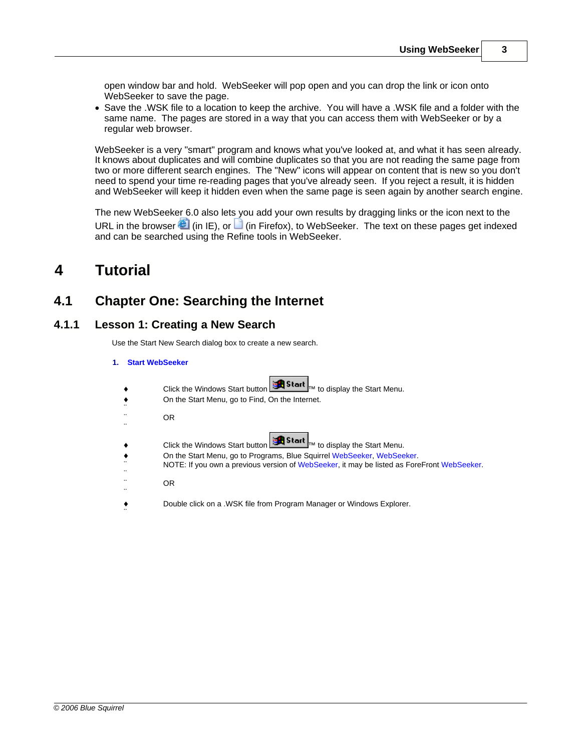open window bar and hold. WebSeeker will pop open and you can drop the link or icon onto WebSeeker to save the page.

- Save the .WSK file to a location to keep the archive. You will have a .WSK file and a folder with the same name. The pages are stored in a way that you can access them with WebSeeker or by a regular web browser.

WebSeeker is a very "smart" program and knows what you've looked at, and what it has seen already. It knows about duplicates and will combine duplicates so that you are not reading the same page from two or more different search engines. The "New" icons will appear on content that is new so you don't need to spend your time re-reading pages that you've already seen. If you reject a result, it is hidden and WebSeeker will keep it hidden even when the same page is seen again by another search engine.

The new WebSeeker 6.0 also lets you add your own results by dragging links or the icon next to the URL in the browser (in IE), or (in Firefox), to WebSeeker. The text on these pages get indexed and can be searched using the Refine tools in WebSeeker.

# 4 Tutorial

## 4.1 Chapter One: Searching the Internet

### 4.1.1 Lesson 1: Creating a New Search

Use the Start New Search dialog box to create a new search.

**1. Start WebSeeker**

- Click the Windows Start button Start™ to display the Start Menu.
- On the Start Menu, go to Find, On the Internet.

OR

- Click the Windows Start button Start™ to display the Start Menu.
- On the Start Menu, go to Programs, Blue Squirrel WebSeeker, WebSeeker.
  NOTE: If you own a previous version of WebSeeker, it may be listed as ForeFront WebSeeker.

OR

- Double click on a .WSK file from Program Manager or Windows Explorer.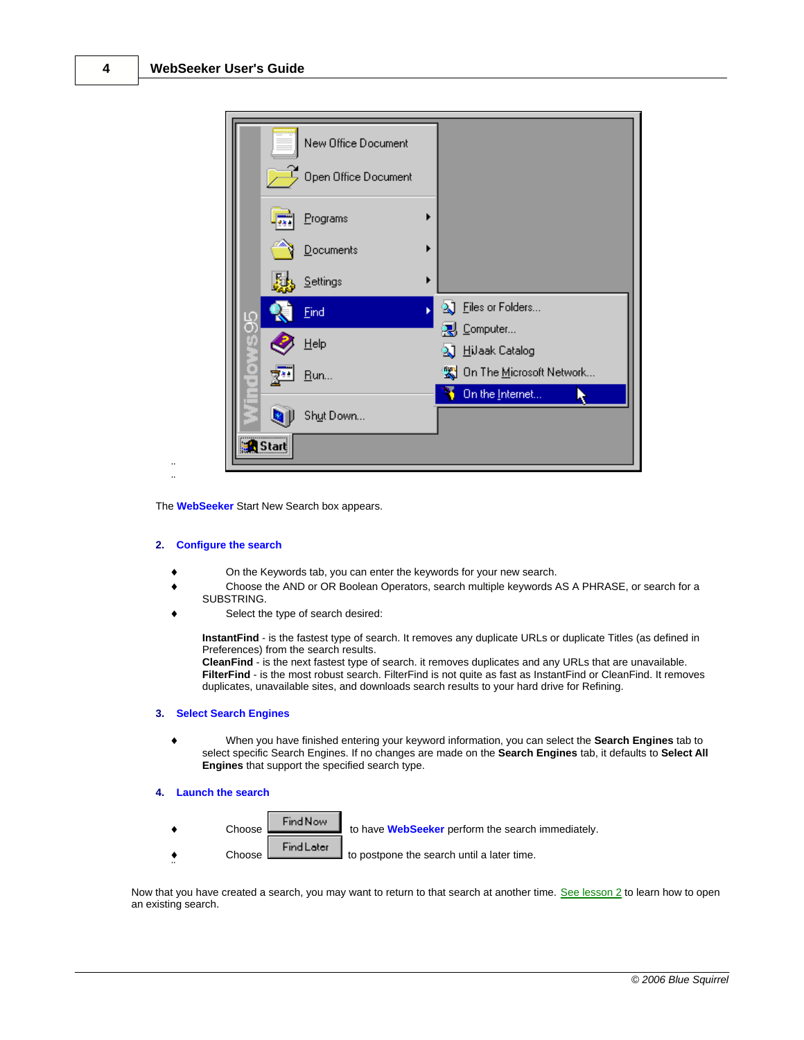The **WebSeeker** Start New Search box appears.

**2. Configure the search**

- On the Keywords tab, you can enter the keywords for your new search.
- Choose the AND or OR Boolean Operators, search multiple keywords AS A PHRASE, or search for a SUBSTRING.
- Select the type of search desired:

**InstantFind** - is the fastest type of search. It removes any duplicate URLs or duplicate Titles (as defined in Preferences) from the search results.
**CleanFind** - is the next fastest type of search. it removes duplicates and any URLs that are unavailable.
**FilterFind** - is the most robust search. FilterFind is not quite as fast as InstantFind or CleanFind. It removes duplicates, unavailable sites, and downloads search results to your hard drive for Refining.

**3. Select Search Engines**

- When you have finished entering your keyword information, you can select the **Search Engines** tab to select specific Search Engines. If no changes are made on the **Search Engines** tab, it defaults to **Select All Engines** that support the specified search type.

**4. Launch the search**

- Choose Find Now to have **WebSeeker** perform the search immediately.
- Choose Find Later to postpone the search until a later time.

Now that you have created a search, you may want to return to that search at another time. See lesson 2 to learn how to open an existing search.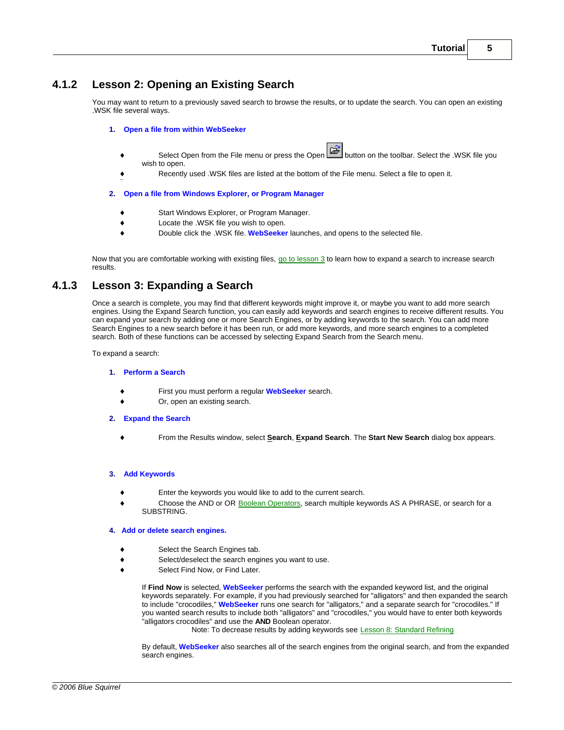## 4.1.2 Lesson 2: Opening an Existing Search

You may want to return to a previously saved search to browse the results, or to update the search. You can open an existing .WSK file several ways.

**1. Open a file from within WebSeeker**

- Select Open from the File menu or press the Open button on the toolbar. Select the .WSK file you wish to open.
- Recently used .WSK files are listed at the bottom of the File menu. Select a file to open it.

**2. Open a file from Windows Explorer, or Program Manager**

- Start Windows Explorer, or Program Manager.
- Locate the .WSK file you wish to open.
- Double click the .WSK file. **WebSeeker** launches, and opens to the selected file.

Now that you are comfortable working with existing files, go to lesson 3 to learn how to expand a search to increase search results.

## 4.1.3 Lesson 3: Expanding a Search

Once a search is complete, you may find that different keywords might improve it, or maybe you want to add more search engines. Using the Expand Search function, you can easily add keywords and search engines to receive different results. You can expand your search by adding one or more Search Engines, or by adding keywords to the search. You can add more Search Engines to a new search before it has been run, or add more keywords, and more search engines to a completed search. Both of these functions can be accessed by selecting Expand Search from the Search menu.

To expand a search:

**1. Perform a Search**

- First you must perform a regular **WebSeeker** search.
- Or, open an existing search.

**2. Expand the Search**

- From the Results window, select **Search**, **Expand Search**. The **Start New Search** dialog box appears.

**3. Add Keywords**

- Enter the keywords you would like to add to the current search.
- Choose the AND or OR Boolean Operators, search multiple keywords AS A PHRASE, or search for a SUBSTRING.

**4. Add or delete search engines.**

- Select the Search Engines tab.
- Select/deselect the search engines you want to use.
- Select Find Now, or Find Later.

If **Find Now** is selected, **WebSeeker** performs the search with the expanded keyword list, and the original keywords separately. For example, if you had previously searched for "alligators" and then expanded the search to include "crocodiles," **WebSeeker** runs one search for "alligators," and a separate search for "crocodiles." If you wanted search results to include both "alligators" and "crocodiles," you would have to enter both keywords "alligators crocodiles" and use the **AND** Boolean operator.

Note: To decrease results by adding keywords see Lesson 8: Standard Refining

By default, **WebSeeker** also searches all of the search engines from the original search, and from the expanded search engines.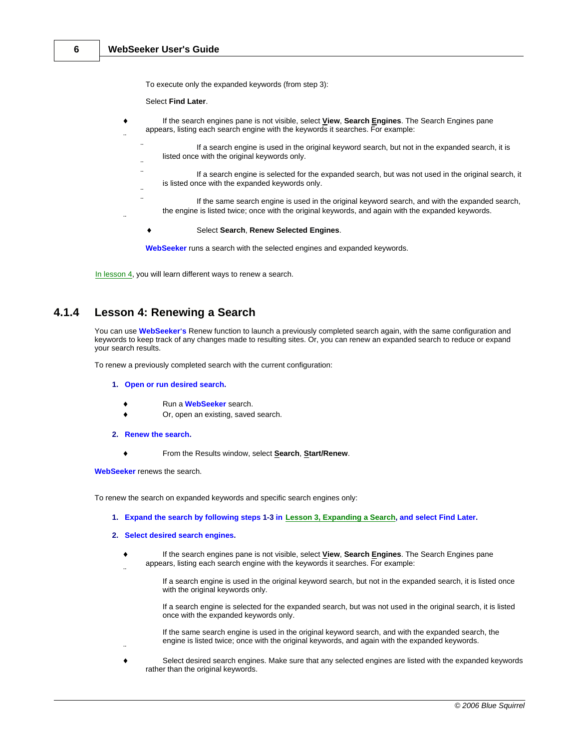To execute only the expanded keywords (from step 3):

Select **Find Later**.

- If the search engines pane is not visible, select **View**, **Search Engines**. The Search Engines pane appears, listing each search engine with the keywords it searches. For example:
  - If a search engine is used in the original keyword search, but not in the expanded search, it is listed once with the original keywords only.
  - If a search engine is selected for the expanded search, but was not used in the original search, it is listed once with the expanded keywords only.
  - If the same search engine is used in the original keyword search, and with the expanded search, the engine is listed twice; once with the original keywords, and again with the expanded keywords.
- Select **Search**, **Renew Selected Engines**.

**WebSeeker** runs a search with the selected engines and expanded keywords.

In lesson 4, you will learn different ways to renew a search.

### 4.1.4 Lesson 4: Renewing a Search

You can use **WebSeeker's** Renew function to launch a previously completed search again, with the same configuration and keywords to keep track of any changes made to resulting sites. Or, you can renew an expanded search to reduce or expand your search results.

To renew a previously completed search with the current configuration:

1. **Open or run desired search.**
   - Run a **WebSeeker** search.
   - Or, open an existing, saved search.
2. **Renew the search.**
   - From the Results window, select **Search**, **Start/Renew**.

**WebSeeker** renews the search.

To renew the search on expanded keywords and specific search engines only:

1. **Expand the search by following steps 1-3 in Lesson 3, Expanding a Search, and select Find Later.**
2. **Select desired search engines.**
   - If the search engines pane is not visible, select **View**, **Search Engines**. The Search Engines pane appears, listing each search engine with the keywords it searches. For example:

     If a search engine is used in the original keyword search, but not in the expanded search, it is listed once with the original keywords only.

     If a search engine is selected for the expanded search, but was not used in the original search, it is listed once with the expanded keywords only.

     If the same search engine is used in the original keyword search, and with the expanded search, the engine is listed twice; once with the original keywords, and again with the expanded keywords.
   - Select desired search engines. Make sure that any selected engines are listed with the expanded keywords rather than the original keywords.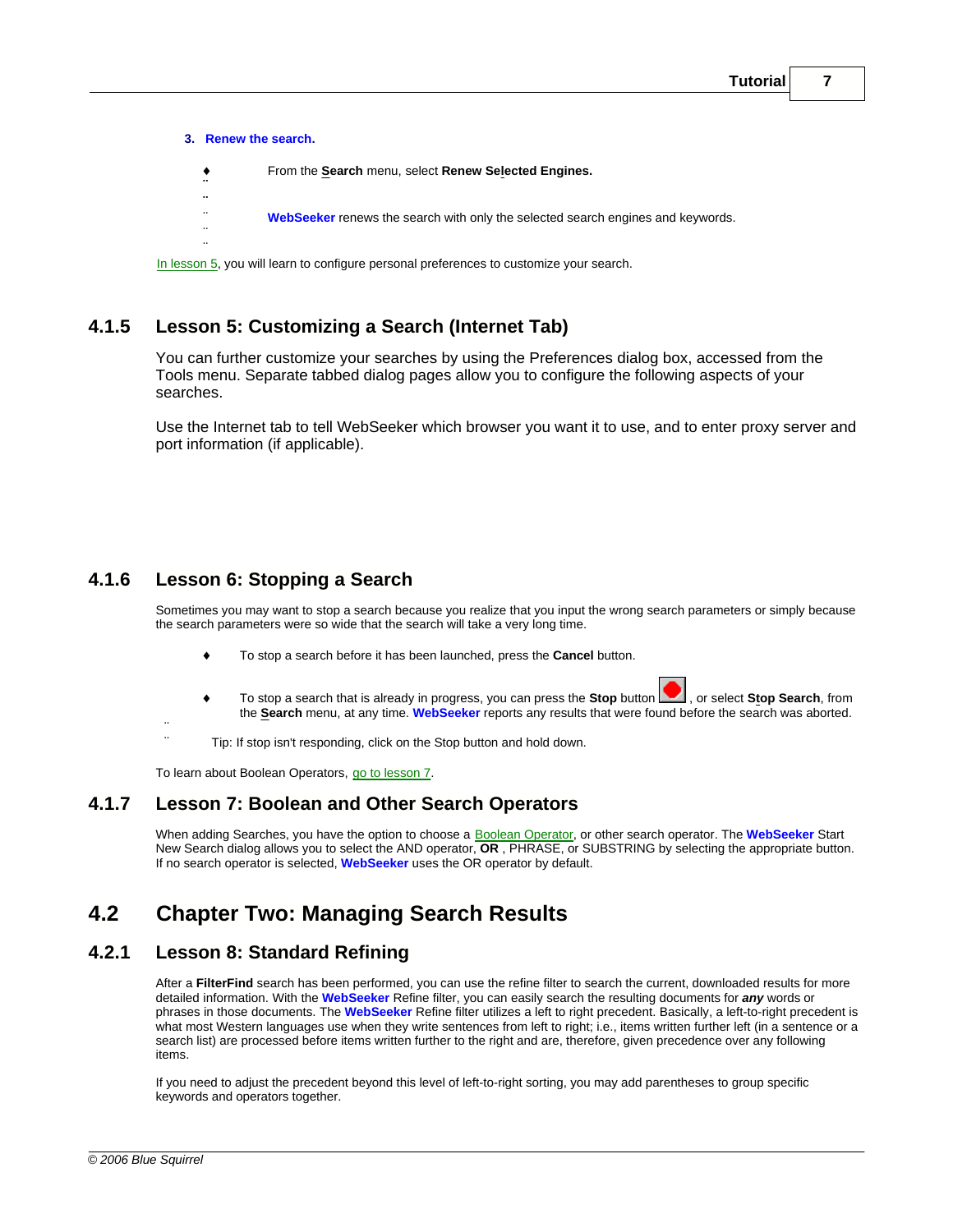3. **Renew the search.**

- From the **Search** menu, select **Renew Selected Engines.**

  **WebSeeker** renews the search with only the selected search engines and keywords.

In lesson 5, you will learn to configure personal preferences to customize your search.

### 4.1.5 Lesson 5: Customizing a Search (Internet Tab)

You can further customize your searches by using the Preferences dialog box, accessed from the Tools menu. Separate tabbed dialog pages allow you to configure the following aspects of your searches.

Use the Internet tab to tell WebSeeker which browser you want it to use, and to enter proxy server and port information (if applicable).

### 4.1.6 Lesson 6: Stopping a Search

Sometimes you may want to stop a search because you realize that you input the wrong search parameters or simply because the search parameters were so wide that the search will take a very long time.

- To stop a search before it has been launched, press the **Cancel** button.
- To stop a search that is already in progress, you can press the **Stop** button , or select **Stop Search**, from the **Search** menu, at any time. **WebSeeker** reports any results that were found before the search was aborted.

Tip: If stop isn't responding, click on the Stop button and hold down.

To learn about Boolean Operators, go to lesson 7.

### 4.1.7 Lesson 7: Boolean and Other Search Operators

When adding Searches, you have the option to choose a Boolean Operator, or other search operator. The **WebSeeker** Start New Search dialog allows you to select the AND operator, **OR** , PHRASE, or SUBSTRING by selecting the appropriate button. If no search operator is selected, **WebSeeker** uses the OR operator by default.

## 4.2 Chapter Two: Managing Search Results

### 4.2.1 Lesson 8: Standard Refining

After a **FilterFind** search has been performed, you can use the refine filter to search the current, downloaded results for more detailed information. With the **WebSeeker** Refine filter, you can easily search the resulting documents for ***any*** words or phrases in those documents. The **WebSeeker** Refine filter utilizes a left to right precedent. Basically, a left-to-right precedent is what most Western languages use when they write sentences from left to right; i.e., items written further left (in a sentence or a search list) are processed before items written further to the right and are, therefore, given precedence over any following items.

If you need to adjust the precedent beyond this level of left-to-right sorting, you may add parentheses to group specific keywords and operators together.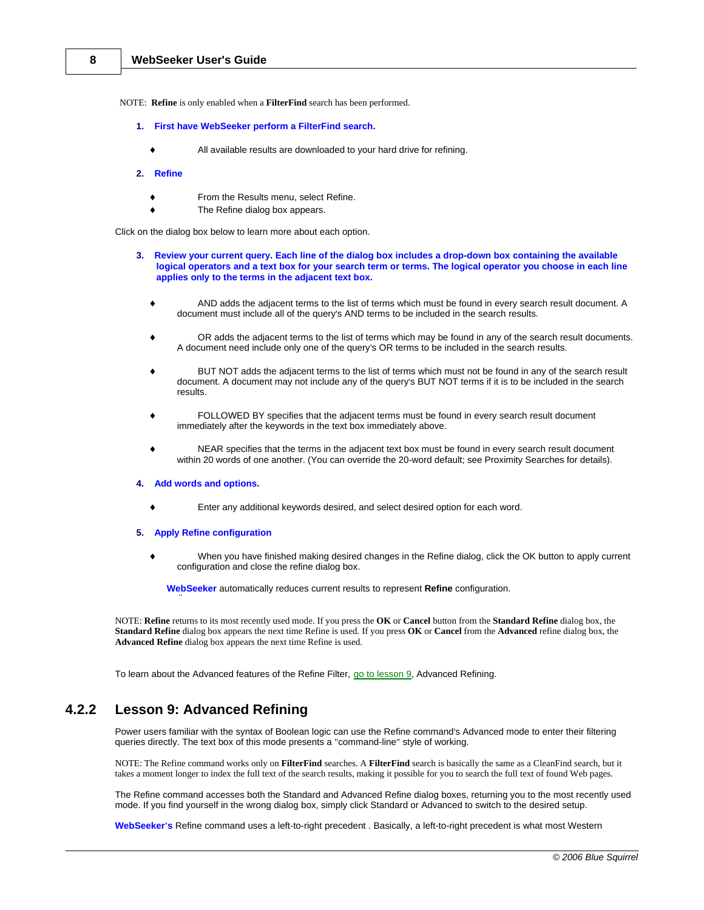NOTE: **Refine** is only enabled when a **FilterFind** search has been performed.

1. **First have WebSeeker perform a FilterFind search.**

   - All available results are downloaded to your hard drive for refining.

2. **Refine**

   - From the Results menu, select Refine.
   - The Refine dialog box appears.

Click on the dialog box below to learn more about each option.

3. **Review your current query. Each line of the dialog box includes a drop-down box containing the available logical operators and a text box for your search term or terms. The logical operator you choose in each line applies only to the terms in the adjacent text box.**

   - AND adds the adjacent terms to the list of terms which must be found in every search result document. A document must include all of the query's AND terms to be included in the search results.

   - OR adds the adjacent terms to the list of terms which may be found in any of the search result documents. A document need include only one of the query's OR terms to be included in the search results.

   - BUT NOT adds the adjacent terms to the list of terms which must not be found in any of the search result document. A document may not include any of the query's BUT NOT terms if it is to be included in the search results.

   - FOLLOWED BY specifies that the adjacent terms must be found in every search result document immediately after the keywords in the text box immediately above.

   - NEAR specifies that the terms in the adjacent text box must be found in every search result document within 20 words of one another. (You can override the 20-word default; see Proximity Searches for details).

4. **Add words and options.**

   - Enter any additional keywords desired, and select desired option for each word.

5. **Apply Refine configuration**

   - When you have finished making desired changes in the Refine dialog, click the OK button to apply current configuration and close the refine dialog box.

   **WebSeeker** automatically reduces current results to represent **Refine** configuration.

NOTE: **Refine** returns to its most recently used mode. If you press the **OK** or **Cancel** button from the **Standard Refine** dialog box, the **Standard Refine** dialog box appears the next time Refine is used. If you press **OK** or **Cancel** from the **Advanced** refine dialog box, the **Advanced Refine** dialog box appears the next time Refine is used.

To learn about the Advanced features of the Refine Filter, go to lesson 9, Advanced Refining.

## 4.2.2 Lesson 9: Advanced Refining

Power users familiar with the syntax of Boolean logic can use the Refine command's Advanced mode to enter their filtering queries directly. The text box of this mode presents a "command-line" style of working.

NOTE: The Refine command works only on **FilterFind** searches. A **FilterFind** search is basically the same as a CleanFind search, but it takes a moment longer to index the full text of the search results, making it possible for you to search the full text of found Web pages.

The Refine command accesses both the Standard and Advanced Refine dialog boxes, returning you to the most recently used mode. If you find yourself in the wrong dialog box, simply click Standard or Advanced to switch to the desired setup.

**WebSeeker's** Refine command uses a left-to-right precedent . Basically, a left-to-right precedent is what most Western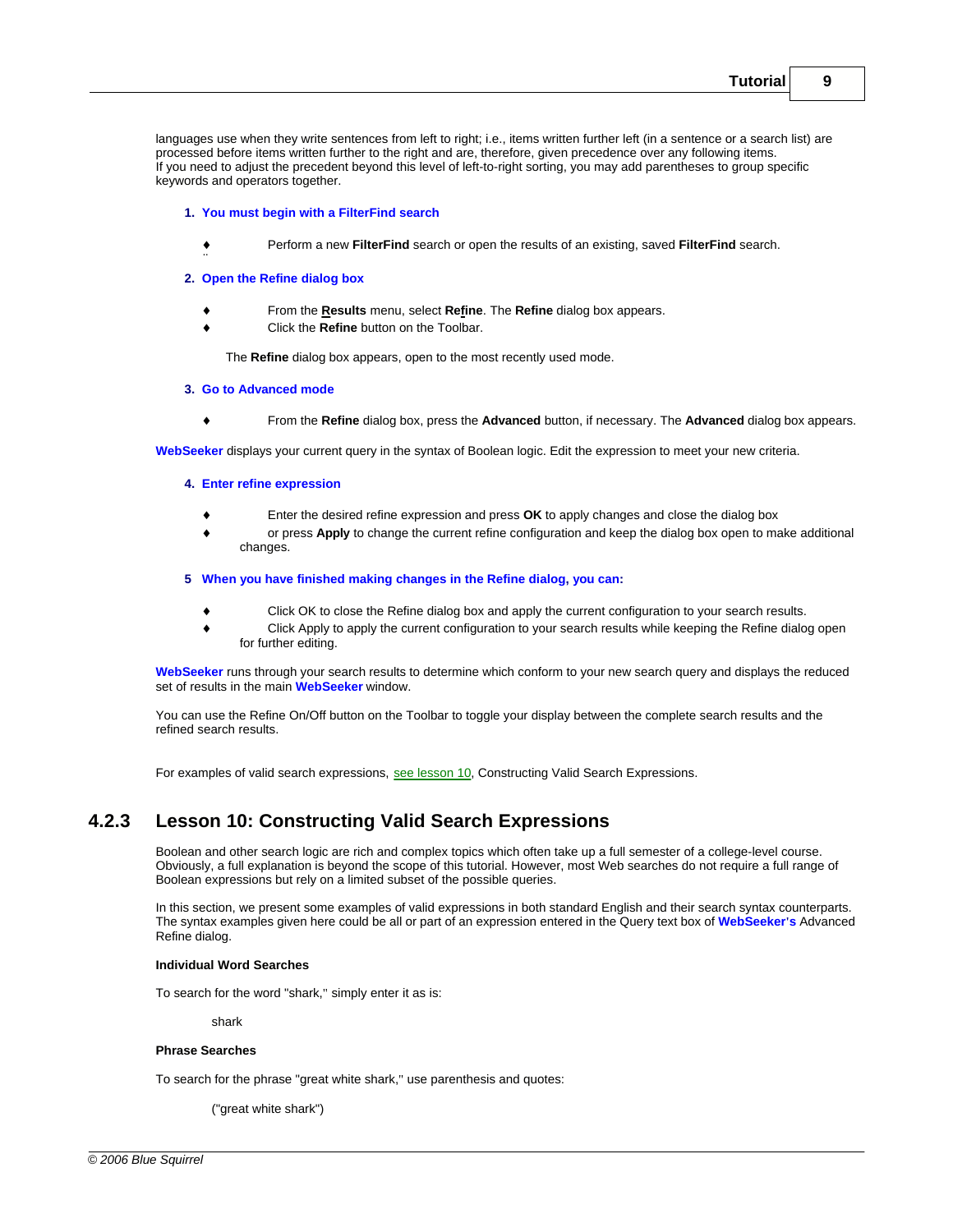languages use when they write sentences from left to right; i.e., items written further left (in a sentence or a search list) are processed before items written further to the right and are, therefore, given precedence over any following items.
If you need to adjust the precedent beyond this level of left-to-right sorting, you may add parentheses to group specific keywords and operators together.

**1. You must begin with a FilterFind search**

- Perform a new **FilterFind** search or open the results of an existing, saved **FilterFind** search.

**2. Open the Refine dialog box**

- From the **Results** menu, select **Refine**. The **Refine** dialog box appears.
- Click the **Refine** button on the Toolbar.

The **Refine** dialog box appears, open to the most recently used mode.

**3. Go to Advanced mode**

- From the **Refine** dialog box, press the **Advanced** button, if necessary. The **Advanced** dialog box appears.

**WebSeeker** displays your current query in the syntax of Boolean logic. Edit the expression to meet your new criteria.

**4. Enter refine expression**

- Enter the desired refine expression and press **OK** to apply changes and close the dialog box
- or press **Apply** to change the current refine configuration and keep the dialog box open to make additional changes.

**5 When you have finished making changes in the Refine dialog, you can:**

- Click OK to close the Refine dialog box and apply the current configuration to your search results.
- Click Apply to apply the current configuration to your search results while keeping the Refine dialog open for further editing.

**WebSeeker** runs through your search results to determine which conform to your new search query and displays the reduced set of results in the main **WebSeeker** window.

You can use the Refine On/Off button on the Toolbar to toggle your display between the complete search results and the refined search results.

For examples of valid search expressions, see lesson 10, Constructing Valid Search Expressions.

## 4.2.3 Lesson 10: Constructing Valid Search Expressions

Boolean and other search logic are rich and complex topics which often take up a full semester of a college-level course. Obviously, a full explanation is beyond the scope of this tutorial. However, most Web searches do not require a full range of Boolean expressions but rely on a limited subset of the possible queries.

In this section, we present some examples of valid expressions in both standard English and their search syntax counterparts. The syntax examples given here could be all or part of an expression entered in the Query text box of **WebSeeker's** Advanced Refine dialog.

**Individual Word Searches**

To search for the word "shark," simply enter it as is:

shark

**Phrase Searches**

To search for the phrase "great white shark," use parenthesis and quotes:

("great white shark")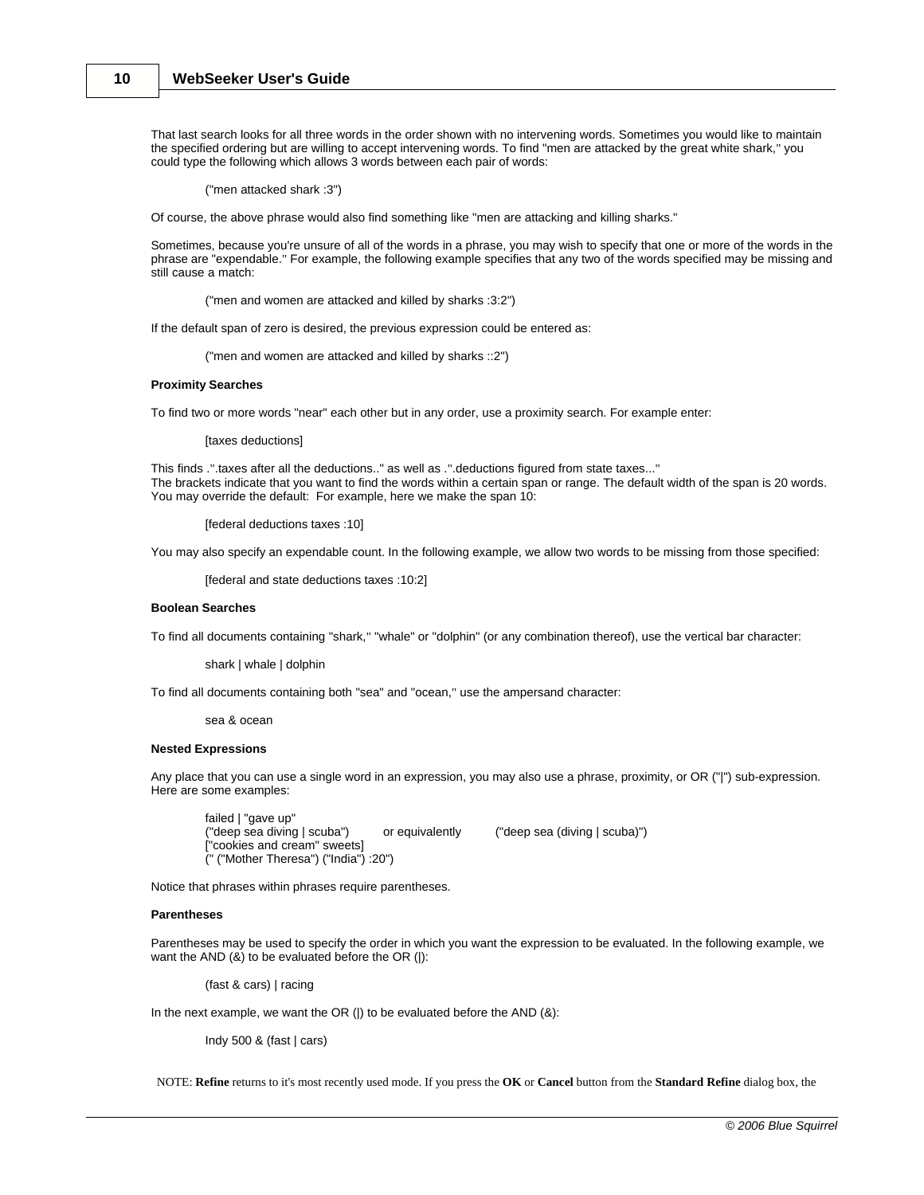That last search looks for all three words in the order shown with no intervening words. Sometimes you would like to maintain the specified ordering but are willing to accept intervening words. To find "men are attacked by the great white shark," you could type the following which allows 3 words between each pair of words:

```
("men attacked shark :3")
```

Of course, the above phrase would also find something like "men are attacking and killing sharks."

Sometimes, because you're unsure of all of the words in a phrase, you may wish to specify that one or more of the words in the phrase are "expendable." For example, the following example specifies that any two of the words specified may be missing and still cause a match:

```
("men and women are attacked and killed by sharks :3:2")
```

If the default span of zero is desired, the previous expression could be entered as:

```
("men and women are attacked and killed by sharks ::2")
```

**Proximity Searches**

To find two or more words "near" each other but in any order, use a proximity search. For example enter:

```
[taxes deductions]
```

This finds .".taxes after all the deductions.." as well as .".deductions figured from state taxes..."
The brackets indicate that you want to find the words within a certain span or range. The default width of the span is 20 words. You may override the default: For example, here we make the span 10:

```
[federal deductions taxes :10]
```

You may also specify an expendable count. In the following example, we allow two words to be missing from those specified:

```
[federal and state deductions taxes :10:2]
```

**Boolean Searches**

To find all documents containing "shark," "whale" or "dolphin" (or any combination thereof), use the vertical bar character:

```
shark | whale | dolphin
```

To find all documents containing both "sea" and "ocean," use the ampersand character:

```
sea & ocean
```

**Nested Expressions**

Any place that you can use a single word in an expression, you may also use a phrase, proximity, or OR ("|") sub-expression. Here are some examples:

```
failed | "gave up"
("deep sea diving | scuba")        or equivalently        ("deep sea (diving | scuba)")
["cookies and cream" sweets]
(" ("Mother Theresa") ("India") :20")
```

Notice that phrases within phrases require parentheses.

**Parentheses**

Parentheses may be used to specify the order in which you want the expression to be evaluated. In the following example, we want the AND (&) to be evaluated before the OR (|):

```
(fast & cars) | racing
```

In the next example, we want the OR (|) to be evaluated before the AND (&):

```
Indy 500 & (fast | cars)
```

NOTE: **Refine** returns to it's most recently used mode. If you press the **OK** or **Cancel** button from the **Standard Refine** dialog box, the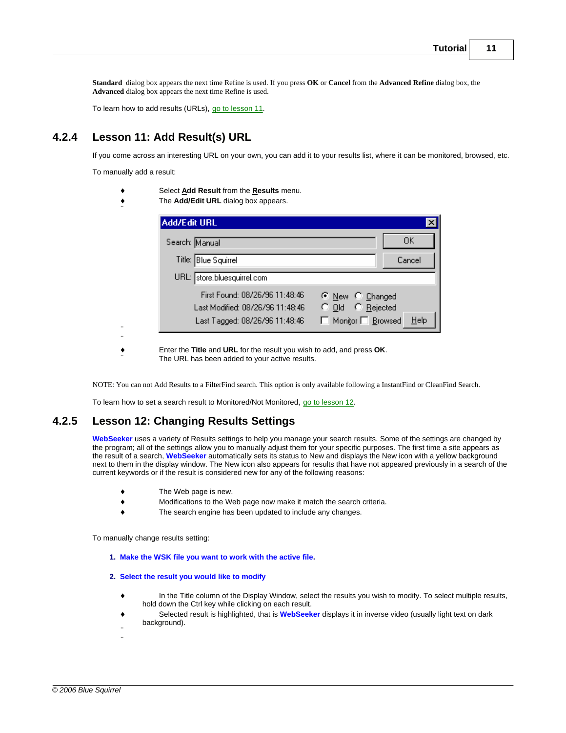**Standard** dialog box appears the next time Refine is used. If you press **OK** or **Cancel** from the **Advanced Refine** dialog box, the **Advanced** dialog box appears the next time Refine is used.

To learn how to add results (URLs), go to lesson 11.

## 4.2.4 Lesson 11: Add Result(s) URL

If you come across an interesting URL on your own, you can add it to your results list, where it can be monitored, browsed, etc.

To manually add a result:

- Select **Add Result** from the **Results** menu.
- The **Add/Edit URL** dialog box appears.

- Enter the **Title** and **URL** for the result you wish to add, and press **OK**.
  The URL has been added to your active results.

NOTE: You can not Add Results to a FilterFind search. This option is only available following a InstantFind or CleanFind Search.

To learn how to set a search result to Monitored/Not Monitored, go to lesson 12.

## 4.2.5 Lesson 12: Changing Results Settings

**WebSeeker** uses a variety of Results settings to help you manage your search results. Some of the settings are changed by the program; all of the settings allow you to manually adjust them for your specific purposes. The first time a site appears as the result of a search, **WebSeeker** automatically sets its status to New and displays the New icon with a yellow background next to them in the display window. The New icon also appears for results that have not appeared previously in a search of the current keywords or if the result is considered new for any of the following reasons:

- The Web page is new.
- Modifications to the Web page now make it match the search criteria.
- The search engine has been updated to include any changes.

To manually change results setting:

1. **Make the WSK file you want to work with the active file.**

2. **Select the result you would like to modify**

- In the Title column of the Display Window, select the results you wish to modify. To select multiple results, hold down the Ctrl key while clicking on each result.
- Selected result is highlighted, that is **WebSeeker** displays it in inverse video (usually light text on dark background).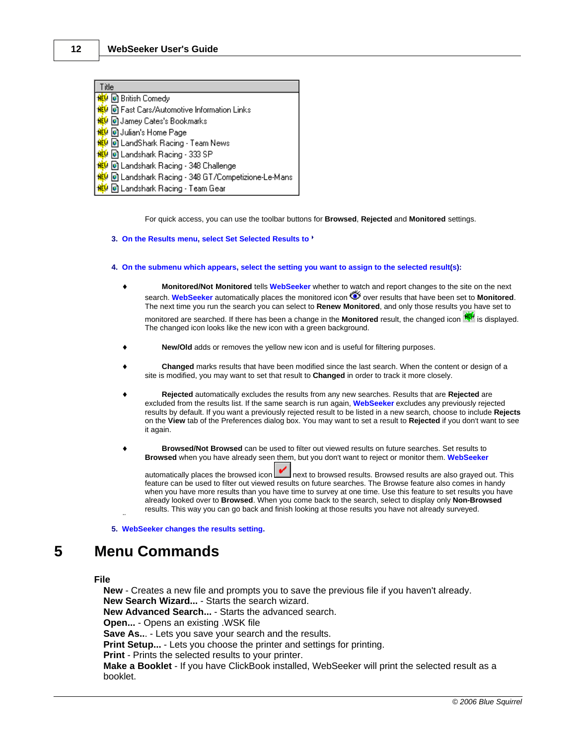| Title |
| --- |
| British Comedy |
| Fast Cars/Automotive Information Links |
| Jamey Cates's Bookmarks |
| Julian's Home Page |
| LandShark Racing - Team News |
| Landshark Racing - 333 SP |
| Landshark Racing - 348 Challenge |
| Landshark Racing - 348 GT/Competizione-Le-Mans |
| Landshark Racing - Team Gear |

For quick access, you can use the toolbar buttons for **Browsed**, **Rejected** and **Monitored** settings.

3. **On the Results menu, select Set Selected Results to**

4. **On the submenu which appears, select the setting you want to assign to the selected result(s):**

   - **Monitored/Not Monitored** tells **WebSeeker** whether to watch and report changes to the site on the next search. **WebSeeker** automatically places the monitored icon over results that have been set to **Monitored**. The next time you run the search you can select to **Renew Monitored**, and only those results you have set to monitored are searched. If there has been a change in the **Monitored** result, the changed icon is displayed. The changed icon looks like the new icon with a green background.

   - **New/Old** adds or removes the yellow new icon and is useful for filtering purposes.

   - **Changed** marks results that have been modified since the last search. When the content or design of a site is modified, you may want to set that result to **Changed** in order to track it more closely.

   - **Rejected** automatically excludes the results from any new searches. Results that are **Rejected** are excluded from the results list. If the same search is run again, **WebSeeker** excludes any previously rejected results by default. If you want a previously rejected result to be listed in a new search, choose to include **Rejects** on the **View** tab of the Preferences dialog box. You may want to set a result to **Rejected** if you don't want to see it again.

   - **Browsed/Not Browsed** can be used to filter out viewed results on future searches. Set results to **Browsed** when you have already seen them, but you don't want to reject or monitor them. **WebSeeker** automatically places the browsed icon next to browsed results. Browsed results are also grayed out. This feature can be used to filter out viewed results on future searches. The Browse feature also comes in handy when you have more results than you have time to survey at one time. Use this feature to set results you have already looked over to **Browsed**. When you come back to the search, select to display only **Non-Browsed** results. This way you can go back and finish looking at those results you have not already surveyed.

5. **WebSeeker changes the results setting.**

# 5 Menu Commands

### File

**New** - Creates a new file and prompts you to save the previous file if you haven't already.
**New Search Wizard...** - Starts the search wizard.
**New Advanced Search...** - Starts the advanced search.
**Open...** - Opens an existing .WSK file
**Save As...** - Lets you save your search and the results.
**Print Setup...** - Lets you choose the printer and settings for printing.
**Print** - Prints the selected results to your printer.
**Make a Booklet** - If you have ClickBook installed, WebSeeker will print the selected result as a booklet.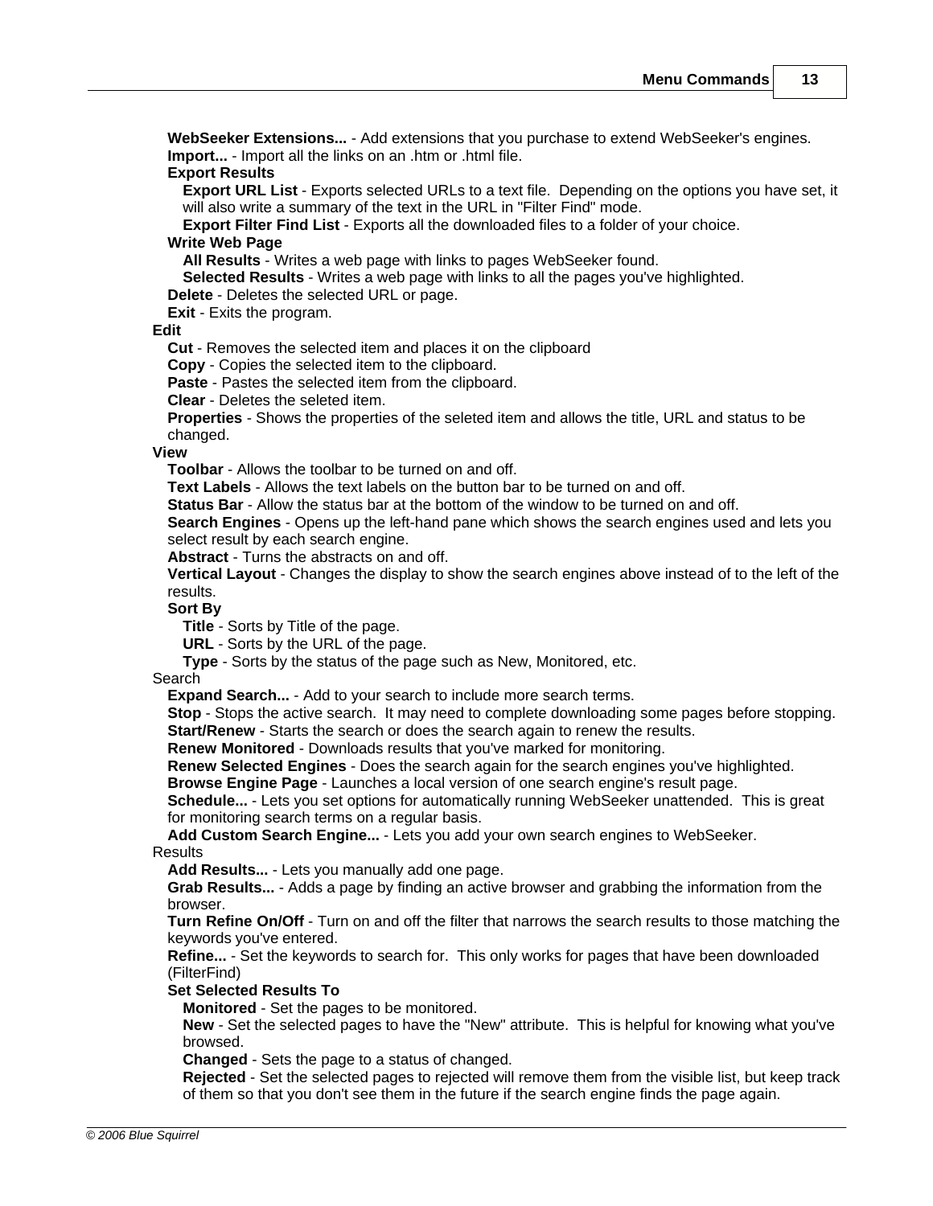**WebSeeker Extensions...** - Add extensions that you purchase to extend WebSeeker's engines.
**Import...** - Import all the links on an .htm or .html file.
**Export Results**
- **Export URL List** - Exports selected URLs to a text file. Depending on the options you have set, it will also write a summary of the text in the URL in "Filter Find" mode.
- **Export Filter Find List** - Exports all the downloaded files to a folder of your choice.

**Write Web Page**
- **All Results** - Writes a web page with links to pages WebSeeker found.
- **Selected Results** - Writes a web page with links to all the pages you've highlighted.

**Delete** - Deletes the selected URL or page.
**Exit** - Exits the program.

**Edit**
- **Cut** - Removes the selected item and places it on the clipboard
- **Copy** - Copies the selected item to the clipboard.
- **Paste** - Pastes the selected item from the clipboard.
- **Clear** - Deletes the seleted item.
- **Properties** - Shows the properties of the seleted item and allows the title, URL and status to be changed.

**View**
- **Toolbar** - Allows the toolbar to be turned on and off.
- **Text Labels** - Allows the text labels on the button bar to be turned on and off.
- **Status Bar** - Allow the status bar at the bottom of the window to be turned on and off.
- **Search Engines** - Opens up the left-hand pane which shows the search engines used and lets you select result by each search engine.
- **Abstract** - Turns the abstracts on and off.
- **Vertical Layout** - Changes the display to show the search engines above instead of to the left of the results.
- **Sort By**
  - **Title** - Sorts by Title of the page.
  - **URL** - Sorts by the URL of the page.
  - **Type** - Sorts by the status of the page such as New, Monitored, etc.

Search
- **Expand Search...** - Add to your search to include more search terms.
- **Stop** - Stops the active search. It may need to complete downloading some pages before stopping.
- **Start/Renew** - Starts the search or does the search again to renew the results.
- **Renew Monitored** - Downloads results that you've marked for monitoring.
- **Renew Selected Engines** - Does the search again for the search engines you've highlighted.
- **Browse Engine Page** - Launches a local version of one search engine's result page.
- **Schedule...** - Lets you set options for automatically running WebSeeker unattended. This is great for monitoring search terms on a regular basis.
- **Add Custom Search Engine...** - Lets you add your own search engines to WebSeeker.

Results
- **Add Results...** - Lets you manually add one page.
- **Grab Results...** - Adds a page by finding an active browser and grabbing the information from the browser.
- **Turn Refine On/Off** - Turn on and off the filter that narrows the search results to those matching the keywords you've entered.
- **Refine...** - Set the keywords to search for. This only works for pages that have been downloaded (FilterFind)
- **Set Selected Results To**
  - **Monitored** - Set the pages to be monitored.
  - **New** - Set the selected pages to have the "New" attribute. This is helpful for knowing what you've browsed.
  - **Changed** - Sets the page to a status of changed.
  - **Rejected** - Set the selected pages to rejected will remove them from the visible list, but keep track of them so that you don't see them in the future if the search engine finds the page again.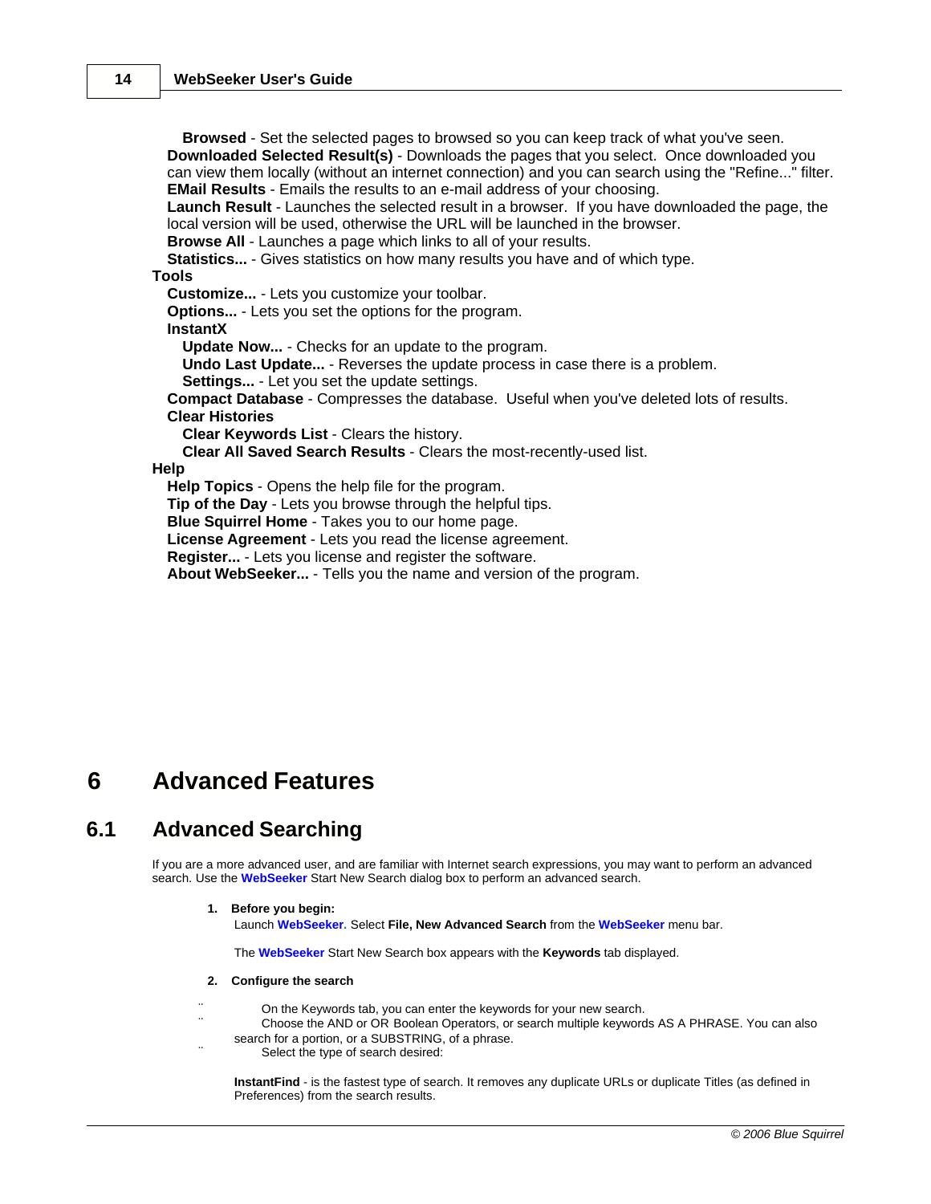**Browsed** - Set the selected pages to browsed so you can keep track of what you've seen.
**Downloaded Selected Result(s)** - Downloads the pages that you select. Once downloaded you can view them locally (without an internet connection) and you can search using the "Refine..." filter.
**EMail Results** - Emails the results to an e-mail address of your choosing.
**Launch Result** - Launches the selected result in a browser. If you have downloaded the page, the local version will be used, otherwise the URL will be launched in the browser.
**Browse All** - Launches a page which links to all of your results.
**Statistics...** - Gives statistics on how many results you have and of which type.

**Tools**

- **Customize...** - Lets you customize your toolbar.
- **Options...** - Lets you set the options for the program.
- **InstantX**
  - **Update Now...** - Checks for an update to the program.
  - **Undo Last Update...** - Reverses the update process in case there is a problem.
  - **Settings...** - Let you set the update settings.
- **Compact Database** - Compresses the database. Useful when you've deleted lots of results.
- **Clear Histories**
  - **Clear Keywords List** - Clears the history.
  - **Clear All Saved Search Results** - Clears the most-recently-used list.

**Help**

- **Help Topics** - Opens the help file for the program.
- **Tip of the Day** - Lets you browse through the helpful tips.
- **Blue Squirrel Home** - Takes you to our home page.
- **License Agreement** - Lets you read the license agreement.
- **Register...** - Lets you license and register the software.
- **About WebSeeker...** - Tells you the name and version of the program.

# 6 Advanced Features

## 6.1 Advanced Searching

If you are a more advanced user, and are familiar with Internet search expressions, you may want to perform an advanced search. Use the **WebSeeker** Start New Search dialog box to perform an advanced search.

1. **Before you begin:**
   Launch **WebSeeker**. Select **File, New Advanced Search** from the **WebSeeker** menu bar.

   The **WebSeeker** Start New Search box appears with the **Keywords** tab displayed.

2. **Configure the search**

- On the Keywords tab, you can enter the keywords for your new search.
- Choose the AND or OR Boolean Operators, or search multiple keywords AS A PHRASE. You can also search for a portion, or a SUBSTRING, of a phrase.
- Select the type of search desired:

**InstantFind** - is the fastest type of search. It removes any duplicate URLs or duplicate Titles (as defined in Preferences) from the search results.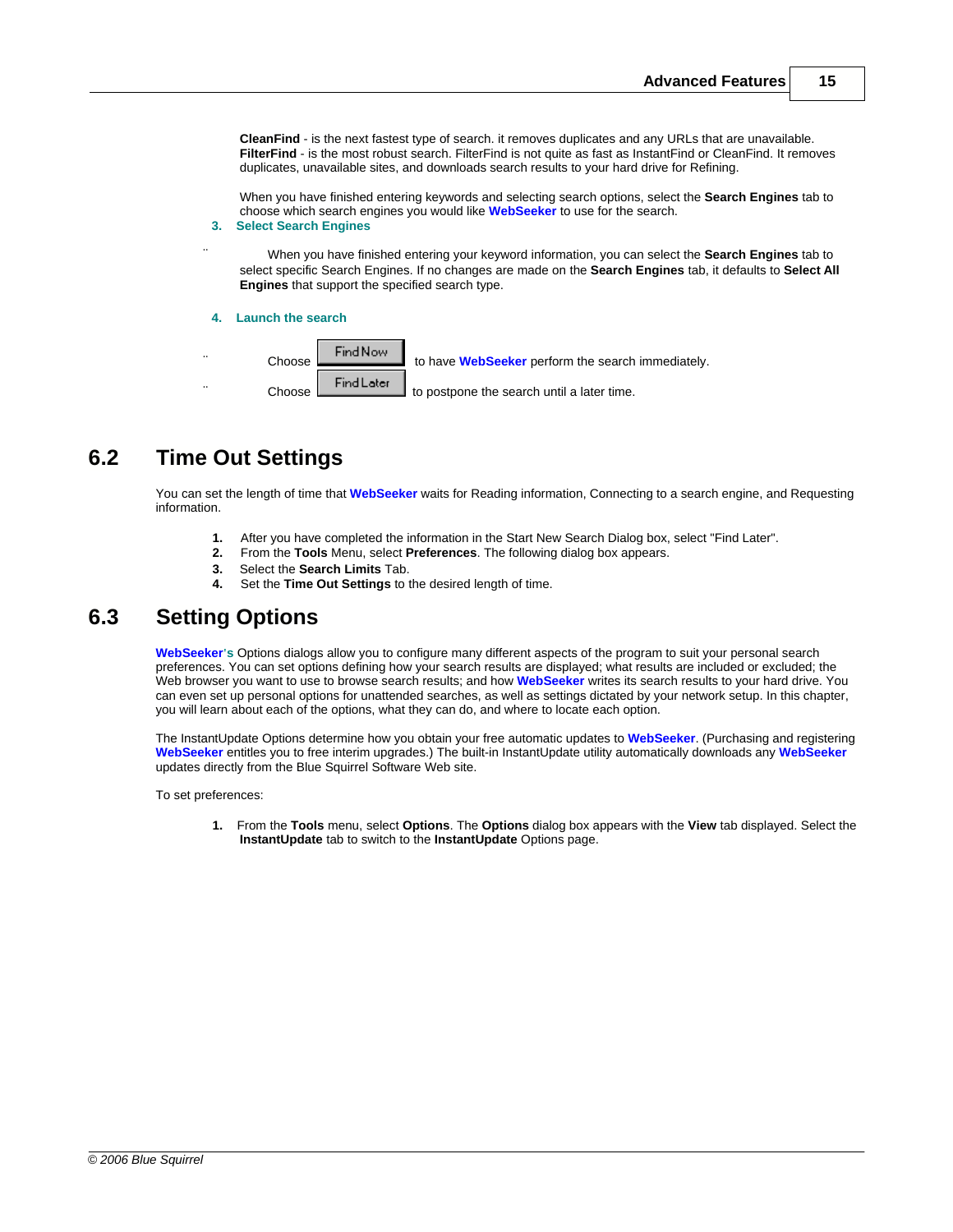**CleanFind** - is the next fastest type of search. it removes duplicates and any URLs that are unavailable.
**FilterFind** - is the most robust search. FilterFind is not quite as fast as InstantFind or CleanFind. It removes duplicates, unavailable sites, and downloads search results to your hard drive for Refining.

When you have finished entering keywords and selecting search options, select the **Search Engines** tab to choose which search engines you would like **WebSeeker** to use for the search.

3. **Select Search Engines**

When you have finished entering your keyword information, you can select the **Search Engines** tab to select specific Search Engines. If no changes are made on the **Search Engines** tab, it defaults to **Select All Engines** that support the specified search type.

4. **Launch the search**

- Choose **Find Now** to have **WebSeeker** perform the search immediately.
- Choose **Find Later** to postpone the search until a later time.

## 6.2 Time Out Settings

You can set the length of time that **WebSeeker** waits for Reading information, Connecting to a search engine, and Requesting information.

1. After you have completed the information in the Start New Search Dialog box, select "Find Later".
2. From the **Tools** Menu, select **Preferences**. The following dialog box appears.
3. Select the **Search Limits** Tab.
4. Set the **Time Out Settings** to the desired length of time.

## 6.3 Setting Options

**WebSeeker's** Options dialogs allow you to configure many different aspects of the program to suit your personal search preferences. You can set options defining how your search results are displayed; what results are included or excluded; the Web browser you want to use to browse search results; and how **WebSeeker** writes its search results to your hard drive. You can even set up personal options for unattended searches, as well as settings dictated by your network setup. In this chapter, you will learn about each of the options, what they can do, and where to locate each option.

The InstantUpdate Options determine how you obtain your free automatic updates to **WebSeeker**. (Purchasing and registering **WebSeeker** entitles you to free interim upgrades.) The built-in InstantUpdate utility automatically downloads any **WebSeeker** updates directly from the Blue Squirrel Software Web site.

To set preferences:

1. From the **Tools** menu, select **Options**. The **Options** dialog box appears with the **View** tab displayed. Select the **InstantUpdate** tab to switch to the **InstantUpdate** Options page.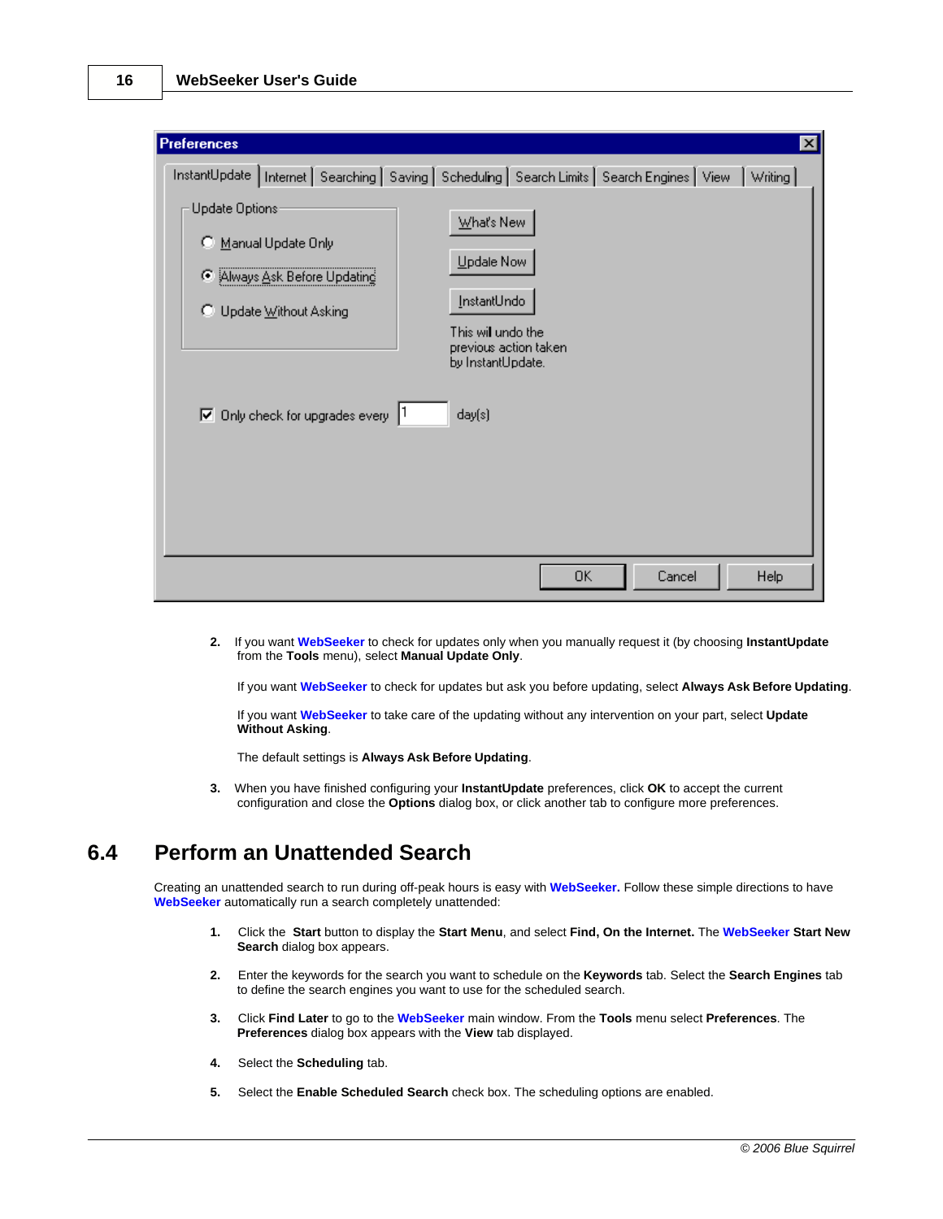2. If you want **WebSeeker** to check for updates only when you manually request it (by choosing **InstantUpdate** from the **Tools** menu), select **Manual Update Only**.

   If you want **WebSeeker** to check for updates but ask you before updating, select **Always Ask Before Updating**.

   If you want **WebSeeker** to take care of the updating without any intervention on your part, select **Update Without Asking**.

   The default settings is **Always Ask Before Updating**.

3. When you have finished configuring your **InstantUpdate** preferences, click **OK** to accept the current configuration and close the **Options** dialog box, or click another tab to configure more preferences.

## 6.4 Perform an Unattended Search

Creating an unattended search to run during off-peak hours is easy with **WebSeeker.** Follow these simple directions to have **WebSeeker** automatically run a search completely unattended:

1. Click the **Start** button to display the **Start Menu**, and select **Find, On the Internet.** The **WebSeeker Start New Search** dialog box appears.

2. Enter the keywords for the search you want to schedule on the **Keywords** tab. Select the **Search Engines** tab to define the search engines you want to use for the scheduled search.

3. Click **Find Later** to go to the **WebSeeker** main window. From the **Tools** menu select **Preferences**. The **Preferences** dialog box appears with the **View** tab displayed.

4. Select the **Scheduling** tab.

5. Select the **Enable Scheduled Search** check box. The scheduling options are enabled.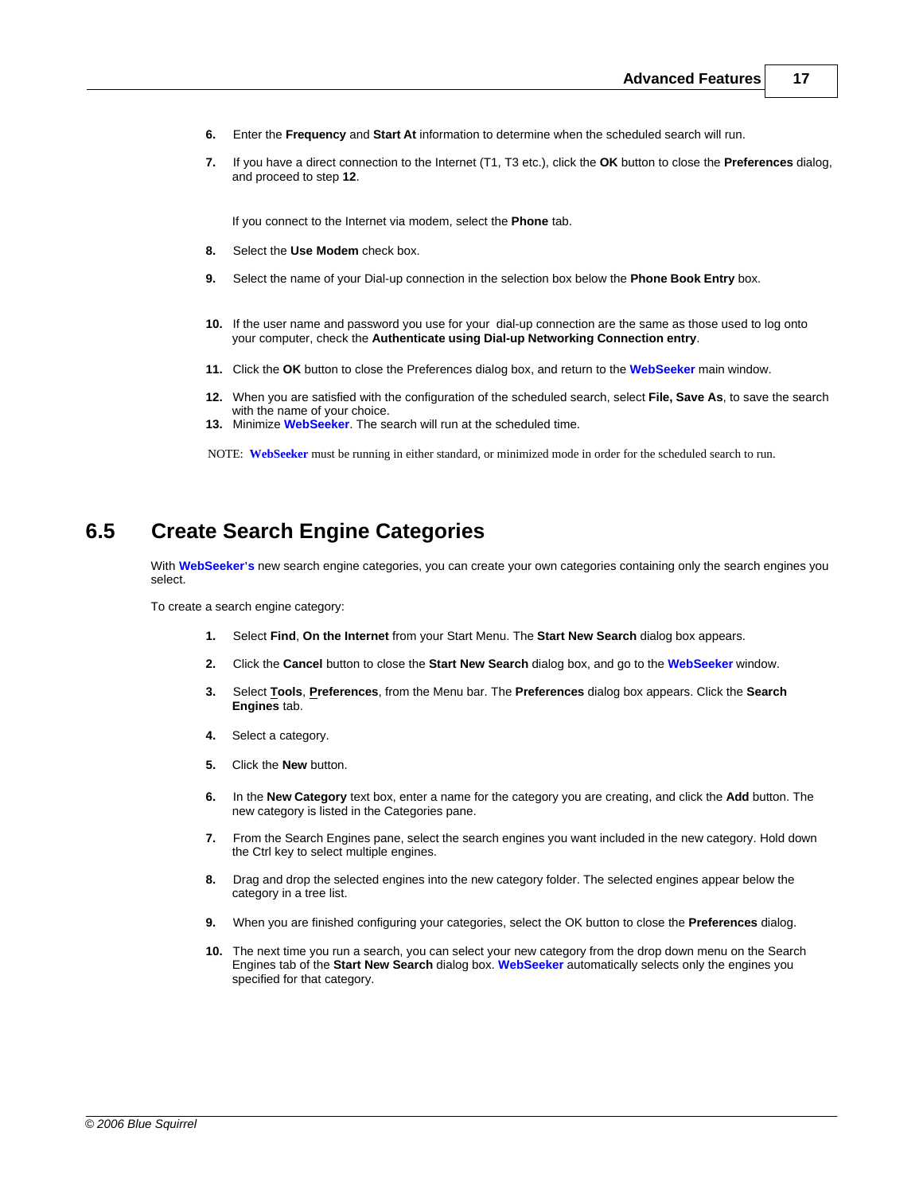6. Enter the **Frequency** and **Start At** information to determine when the scheduled search will run.

7. If you have a direct connection to the Internet (T1, T3 etc.), click the **OK** button to close the **Preferences** dialog, and proceed to step **12**.

   If you connect to the Internet via modem, select the **Phone** tab.

8. Select the **Use Modem** check box.

9. Select the name of your Dial-up connection in the selection box below the **Phone Book Entry** box.

10. If the user name and password you use for your dial-up connection are the same as those used to log onto your computer, check the **Authenticate using Dial-up Networking Connection entry**.

11. Click the **OK** button to close the Preferences dialog box, and return to the **WebSeeker** main window.

12. When you are satisfied with the configuration of the scheduled search, select **File, Save As**, to save the search with the name of your choice.

13. Minimize **WebSeeker**. The search will run at the scheduled time.

NOTE: **WebSeeker** must be running in either standard, or minimized mode in order for the scheduled search to run.

## 6.5 Create Search Engine Categories

With **WebSeeker's** new search engine categories, you can create your own categories containing only the search engines you select.

To create a search engine category:

1. Select **Find**, **On the Internet** from your Start Menu. The **Start New Search** dialog box appears.

2. Click the **Cancel** button to close the **Start New Search** dialog box, and go to the **WebSeeker** window.

3. Select **Tools**, **Preferences**, from the Menu bar. The **Preferences** dialog box appears. Click the **Search Engines** tab.

4. Select a category.

5. Click the **New** button.

6. In the **New Category** text box, enter a name for the category you are creating, and click the **Add** button. The new category is listed in the Categories pane.

7. From the Search Engines pane, select the search engines you want included in the new category. Hold down the Ctrl key to select multiple engines.

8. Drag and drop the selected engines into the new category folder. The selected engines appear below the category in a tree list.

9. When you are finished configuring your categories, select the OK button to close the **Preferences** dialog.

10. The next time you run a search, you can select your new category from the drop down menu on the Search Engines tab of the **Start New Search** dialog box. **WebSeeker** automatically selects only the engines you specified for that category.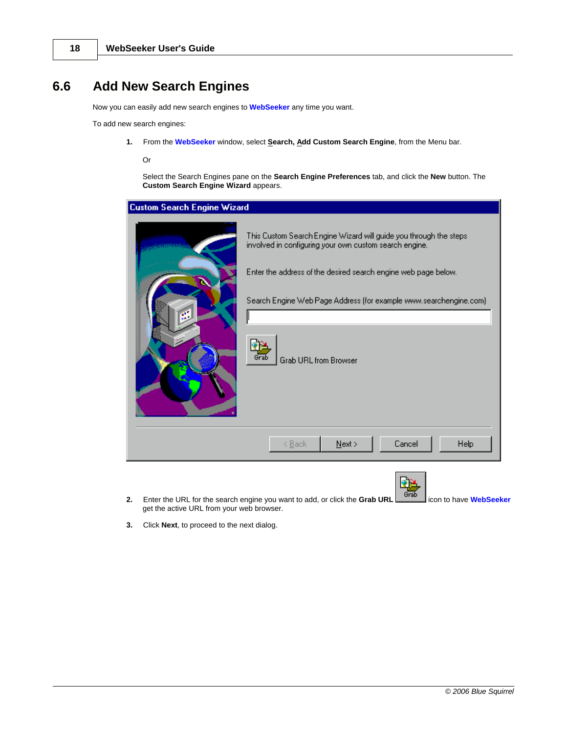## 6.6 Add New Search Engines

Now you can easily add new search engines to **WebSeeker** any time you want.

To add new search engines:

1. From the **WebSeeker** window, select **Search, Add Custom Search Engine**, from the Menu bar.

   Or

   Select the Search Engines pane on the **Search Engine Preferences** tab, and click the **New** button. The **Custom Search Engine Wizard** appears.

2. Enter the URL for the search engine you want to add, or click the **Grab URL** icon to have **WebSeeker** get the active URL from your web browser.

3. Click **Next**, to proceed to the next dialog.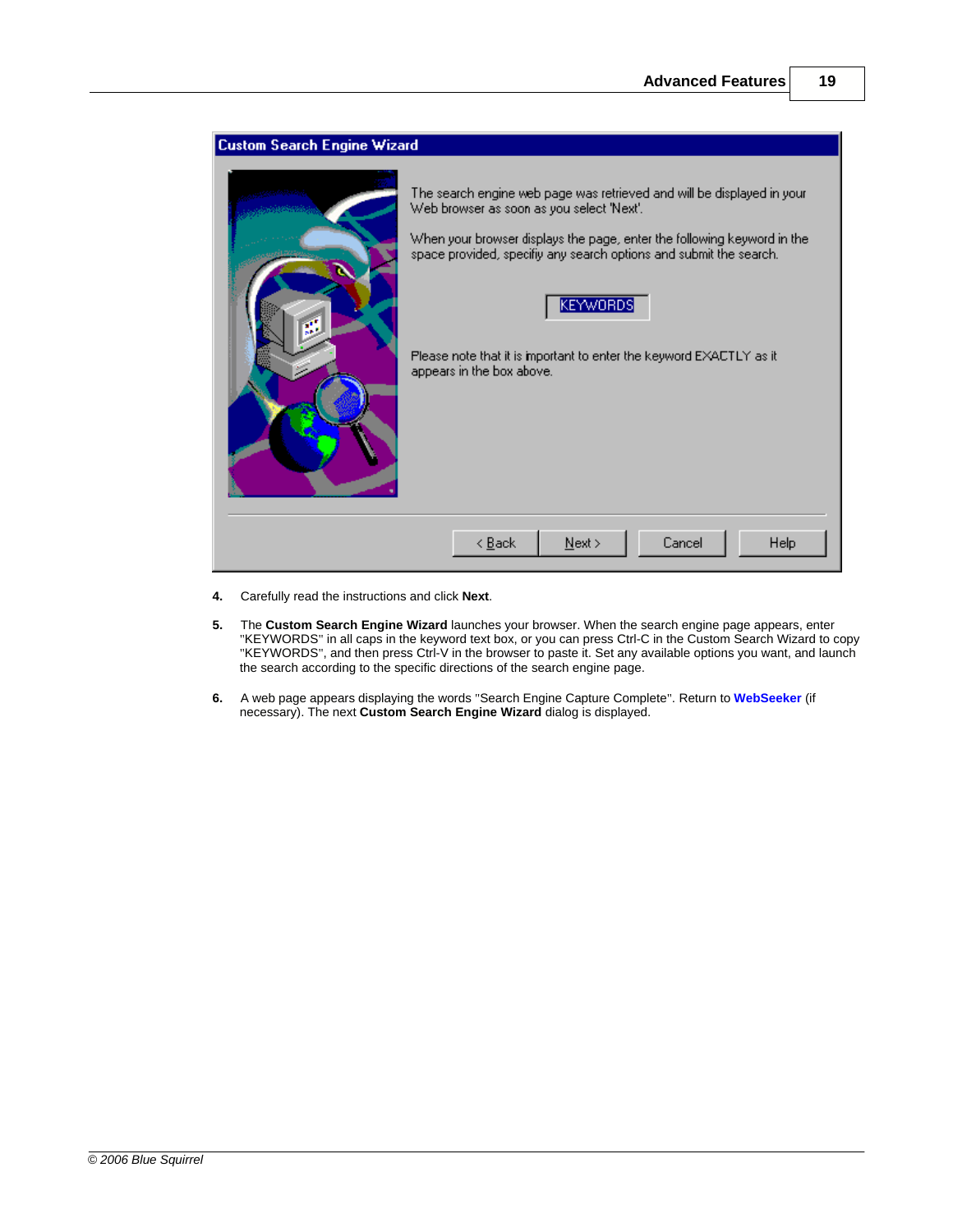4. Carefully read the instructions and click **Next**.

5. The **Custom Search Engine Wizard** launches your browser. When the search engine page appears, enter "KEYWORDS" in all caps in the keyword text box, or you can press Ctrl-C in the Custom Search Wizard to copy "KEYWORDS", and then press Ctrl-V in the browser to paste it. Set any available options you want, and launch the search according to the specific directions of the search engine page.

6. A web page appears displaying the words "Search Engine Capture Complete". Return to **WebSeeker** (if necessary). The next **Custom Search Engine Wizard** dialog is displayed.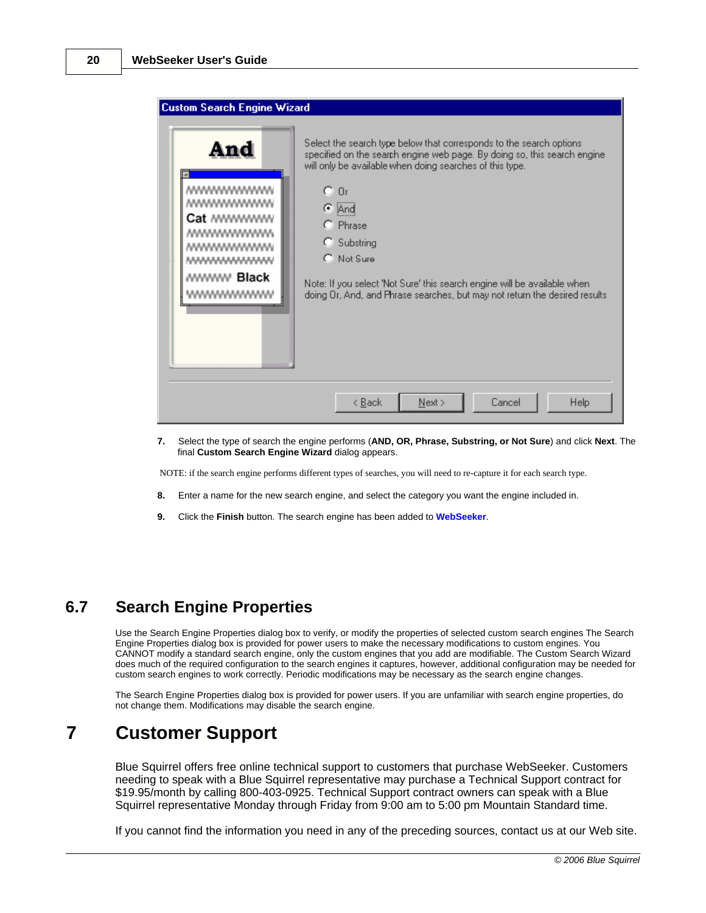7. Select the type of search the engine performs (**AND, OR, Phrase, Substring, or Not Sure**) and click **Next**. The final **Custom Search Engine Wizard** dialog appears.

NOTE: if the search engine performs different types of searches, you will need to re-capture it for each search type.

8. Enter a name for the new search engine, and select the category you want the engine included in.

9. Click the **Finish** button. The search engine has been added to **WebSeeker**.

## 6.7 Search Engine Properties

Use the Search Engine Properties dialog box to verify, or modify the properties of selected custom search engines The Search Engine Properties dialog box is provided for power users to make the necessary modifications to custom engines. You CANNOT modify a standard search engine, only the custom engines that you add are modifiable. The Custom Search Wizard does much of the required configuration to the search engines it captures, however, additional configuration may be needed for custom search engines to work correctly. Periodic modifications may be necessary as the search engine changes.

The Search Engine Properties dialog box is provided for power users. If you are unfamiliar with search engine properties, do not change them. Modifications may disable the search engine.

# 7 Customer Support

Blue Squirrel offers free online technical support to customers that purchase WebSeeker. Customers needing to speak with a Blue Squirrel representative may purchase a Technical Support contract for $19.95/month by calling 800-403-0925. Technical Support contract owners can speak with a Blue Squirrel representative Monday through Friday from 9:00 am to 5:00 pm Mountain Standard time.

If you cannot find the information you need in any of the preceding sources, contact us at our Web site.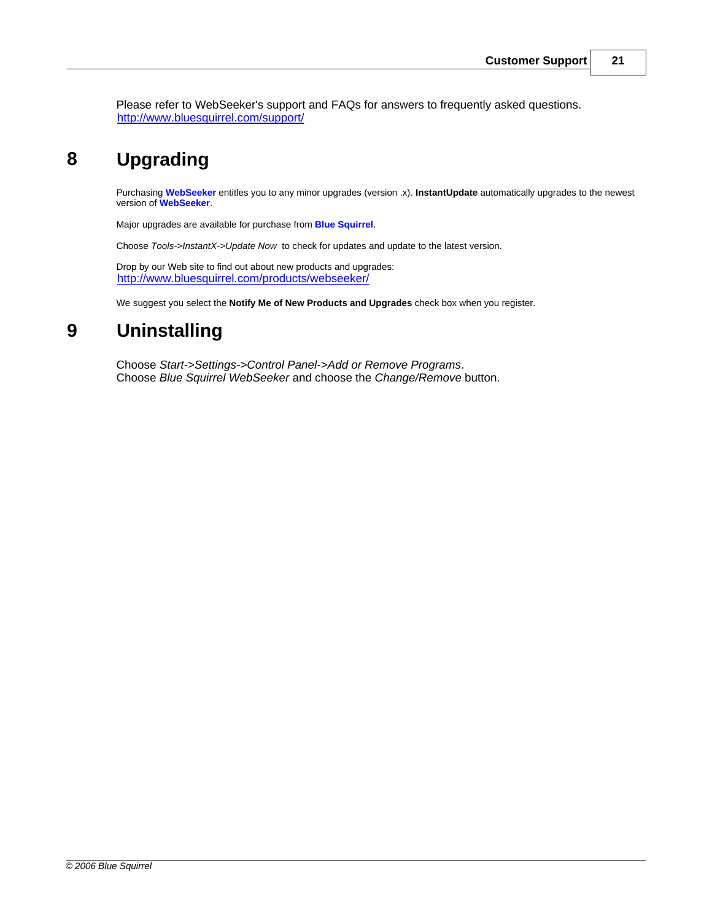Please refer to WebSeeker's support and FAQs for answers to frequently asked questions.
http://www.bluesquirrel.com/support/

# 8 Upgrading

Purchasing **WebSeeker** entitles you to any minor upgrades (version .x). **InstantUpdate** automatically upgrades to the newest version of **WebSeeker**.

Major upgrades are available for purchase from **Blue Squirrel**.

Choose *Tools->InstantX->Update Now* to check for updates and update to the latest version.

Drop by our Web site to find out about new products and upgrades:
http://www.bluesquirrel.com/products/webseeker/

We suggest you select the **Notify Me of New Products and Upgrades** check box when you register.

# 9 Uninstalling

Choose *Start->Settings->Control Panel->Add or Remove Programs*.
Choose *Blue Squirrel WebSeeker* and choose the *Change/Remove* button.